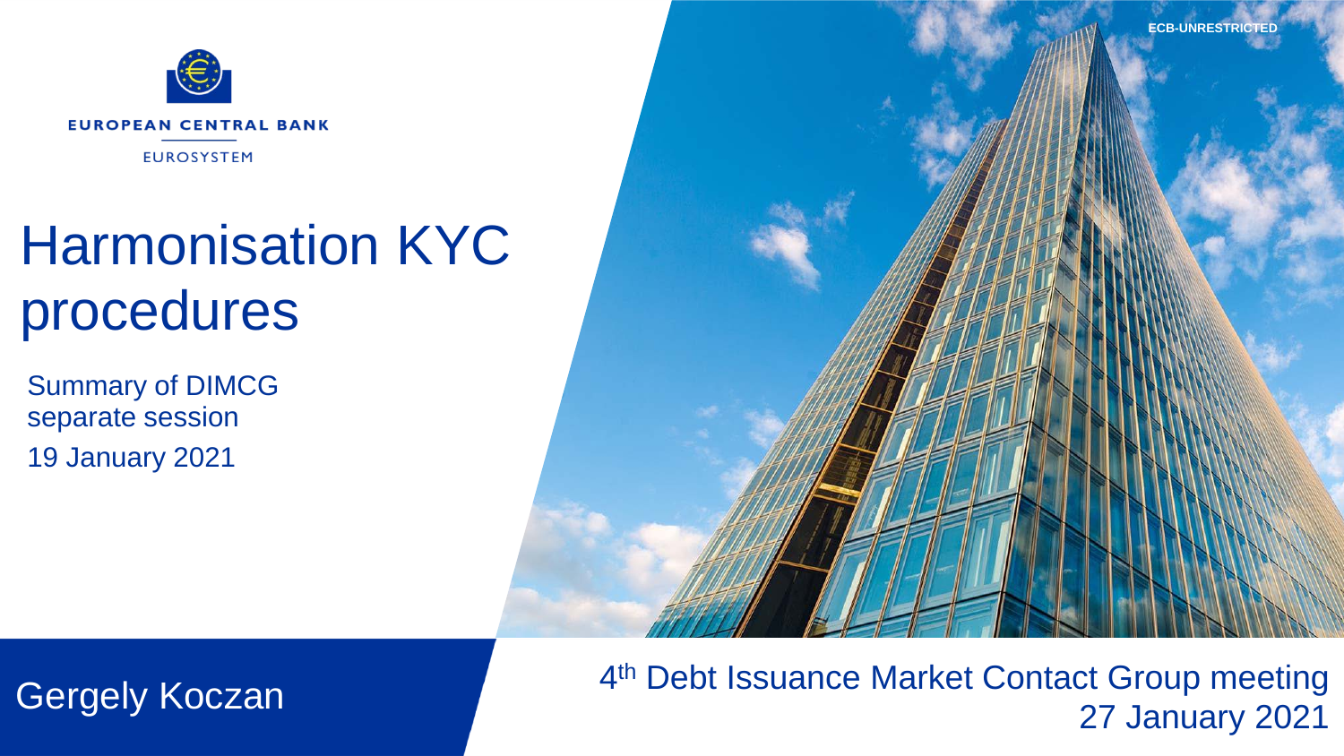ECB-UNRESTRICTED

EUROPEAN CENTRAL BANK

EUROSYSTEM

# Harmonisation KYC procedures

Summary of DIMCG separate session

19 January 2021

Gergely Koczan

4th Debt Issuance Market Contact Group meeting

27 January 2021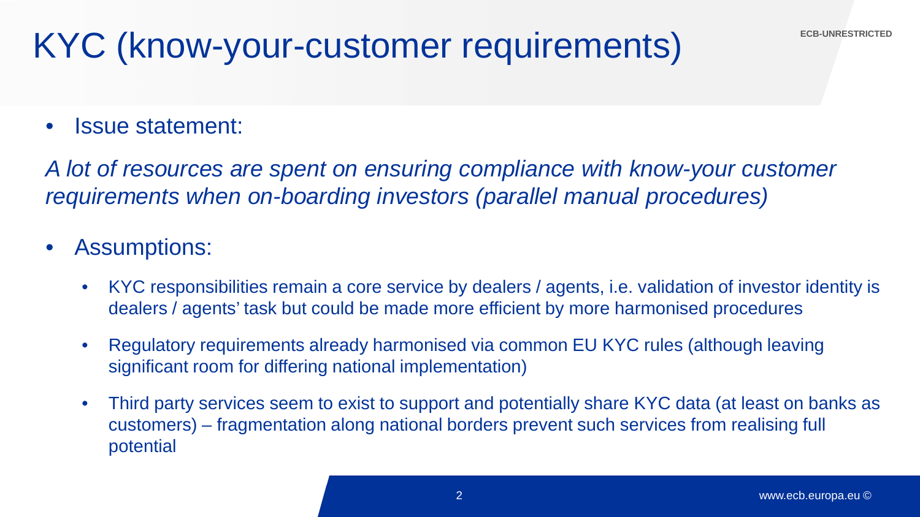# KYC (know-your-customer requirements)

- Issue statement:

*A lot of resources are spent on ensuring compliance with know-your customer requirements when on-boarding investors (parallel manual procedures)*

- Assumptions:
  - KYC responsibilities remain a core service by dealers / agents, i.e. validation of investor identity is dealers / agents' task but could be made more efficient by more harmonised procedures
  - Regulatory requirements already harmonised via common EU KYC rules (although leaving significant room for differing national implementation)
  - Third party services seem to exist to support and potentially share KYC data (at least on banks as customers) – fragmentation along national borders prevent such services from realising full potential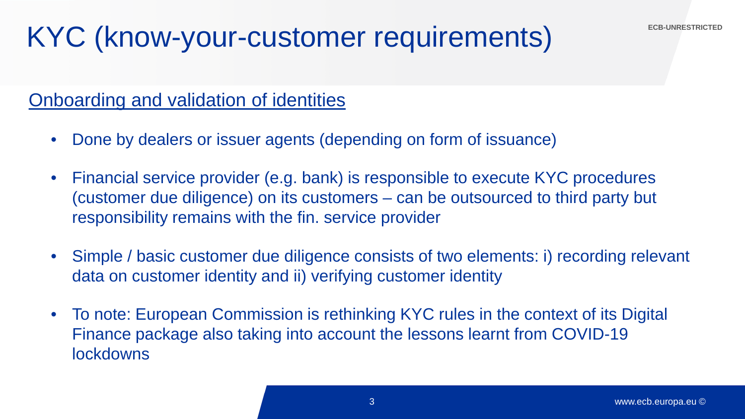# KYC (know-your-customer requirements)

ECB-UNRESTRICTED

## Onboarding and validation of identities

- Done by dealers or issuer agents (depending on form of issuance)
- Financial service provider (e.g. bank) is responsible to execute KYC procedures (customer due diligence) on its customers – can be outsourced to third party but responsibility remains with the fin. service provider
- Simple / basic customer due diligence consists of two elements: i) recording relevant data on customer identity and ii) verifying customer identity
- To note: European Commission is rethinking KYC rules in the context of its Digital Finance package also taking into account the lessons learnt from COVID-19 lockdowns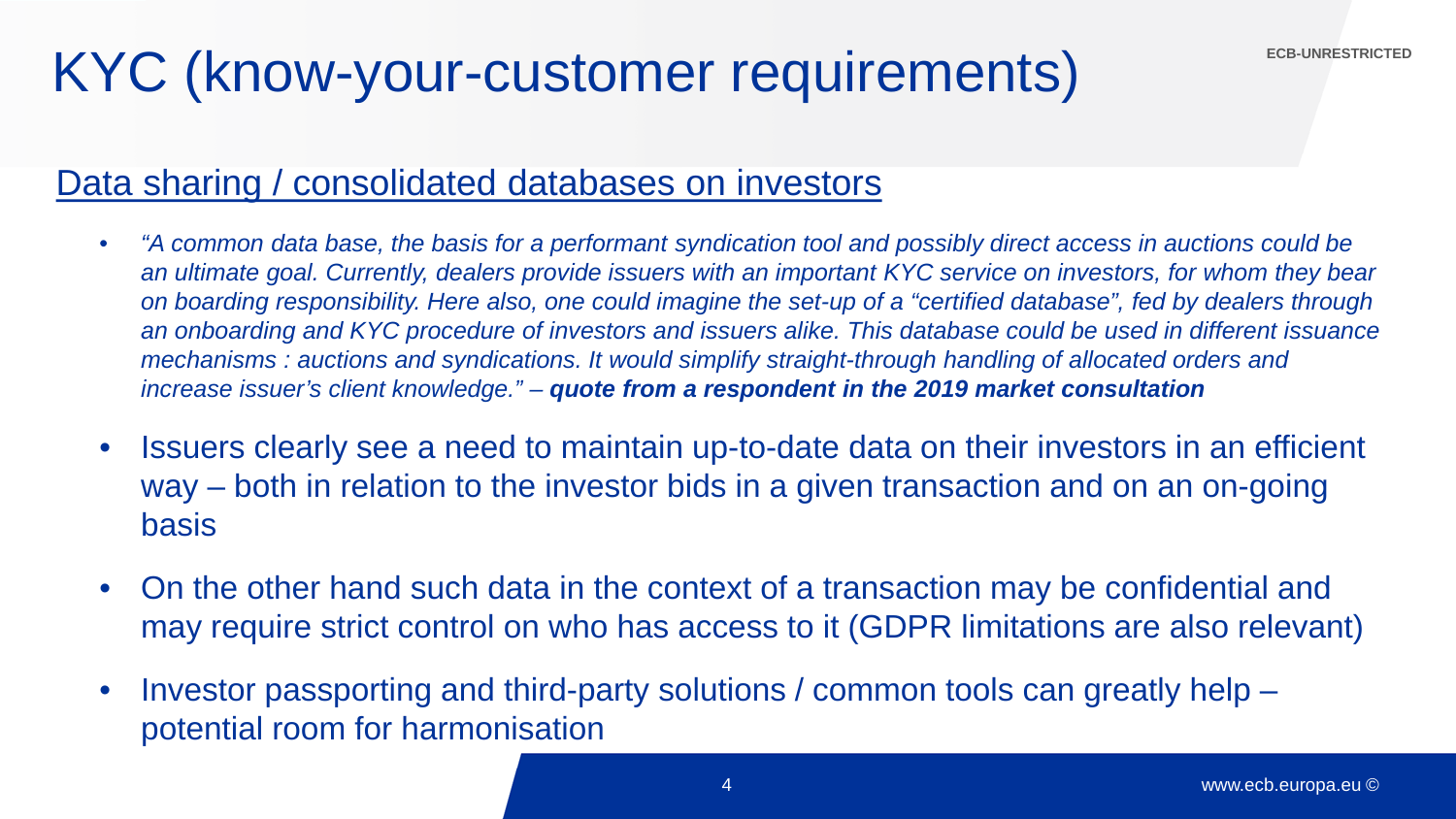# KYC (know-your-customer requirements)

## Data sharing / consolidated databases on investors

- *"A common data base, the basis for a performant syndication tool and possibly direct access in auctions could be an ultimate goal. Currently, dealers provide issuers with an important KYC service on investors, for whom they bear on boarding responsibility. Here also, one could imagine the set-up of a "certified database", fed by dealers through an onboarding and KYC procedure of investors and issuers alike. This database could be used in different issuance mechanisms : auctions and syndications. It would simplify straight-through handling of allocated orders and increase issuer's client knowledge."* – ***quote from a respondent in the 2019 market consultation***
- Issuers clearly see a need to maintain up-to-date data on their investors in an efficient way – both in relation to the investor bids in a given transaction and on an on-going basis
- On the other hand such data in the context of a transaction may be confidential and may require strict control on who has access to it (GDPR limitations are also relevant)
- Investor passporting and third-party solutions / common tools can greatly help – potential room for harmonisation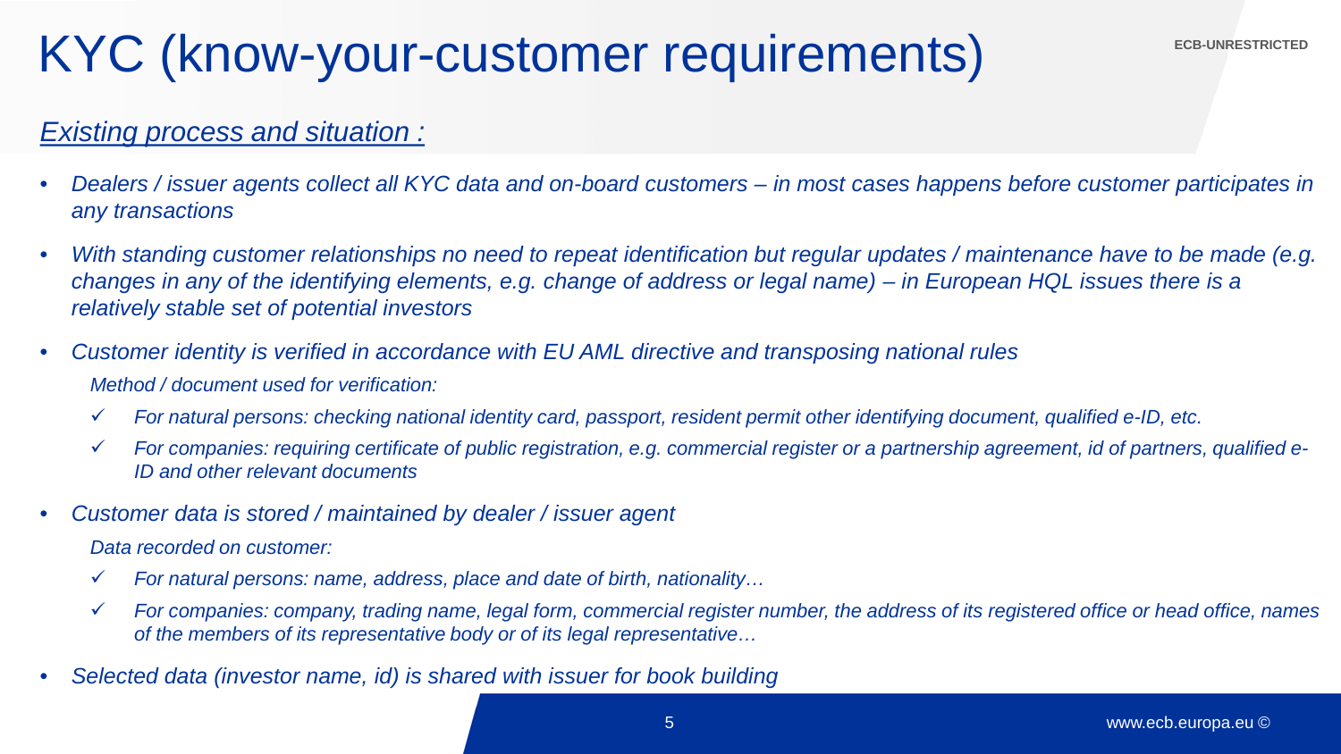# KYC (know-your-customer requirements)

*Existing process and situation :*

- *Dealers / issuer agents collect all KYC data and on-board customers – in most cases happens before customer participates in any transactions*
- *With standing customer relationships no need to repeat identification but regular updates / maintenance have to be made (e.g. changes in any of the identifying elements, e.g. change of address or legal name) – in European HQL issues there is a relatively stable set of potential investors*
- *Customer identity is verified in accordance with EU AML directive and transposing national rules*

  *Method / document used for verification:*

  - ✓ *For natural persons: checking national identity card, passport, resident permit other identifying document, qualified e-ID, etc.*
  - ✓ *For companies: requiring certificate of public registration, e.g. commercial register or a partnership agreement, id of partners, qualified e-ID and other relevant documents*
- *Customer data is stored / maintained by dealer / issuer agent*

  *Data recorded on customer:*

  - ✓ *For natural persons: name, address, place and date of birth, nationality…*
  - ✓ *For companies: company, trading name, legal form, commercial register number, the address of its registered office or head office, names of the members of its representative body or of its legal representative…*
- *Selected data (investor name, id) is shared with issuer for book building*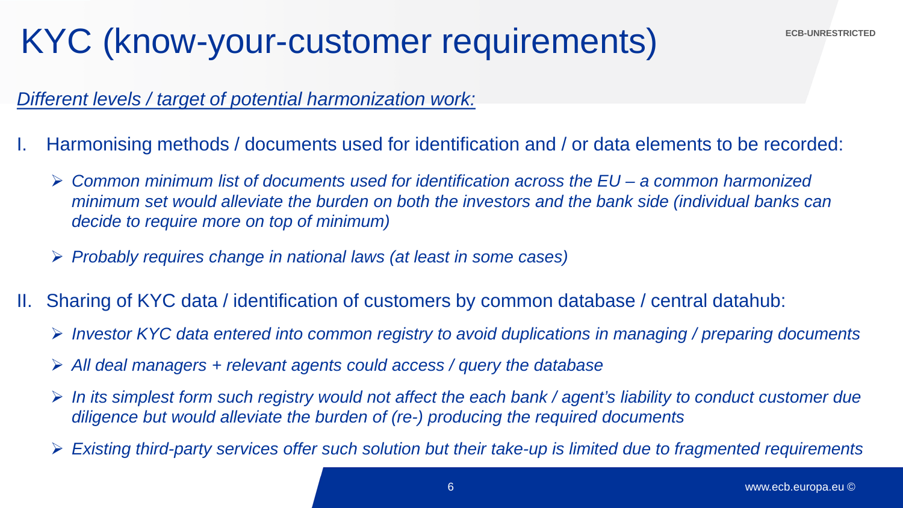# KYC (know-your-customer requirements)

*Different levels / target of potential harmonization work:*

I. Harmonising methods / documents used for identification and / or data elements to be recorded:

- *Common minimum list of documents used for identification across the EU – a common harmonized minimum set would alleviate the burden on both the investors and the bank side (individual banks can decide to require more on top of minimum)*
- *Probably requires change in national laws (at least in some cases)*

II. Sharing of KYC data / identification of customers by common database / central datahub:

- *Investor KYC data entered into common registry to avoid duplications in managing / preparing documents*
- *All deal managers + relevant agents could access / query the database*
- *In its simplest form such registry would not affect the each bank / agent's liability to conduct customer due diligence but would alleviate the burden of (re-) producing the required documents*
- *Existing third-party services offer such solution but their take-up is limited due to fragmented requirements*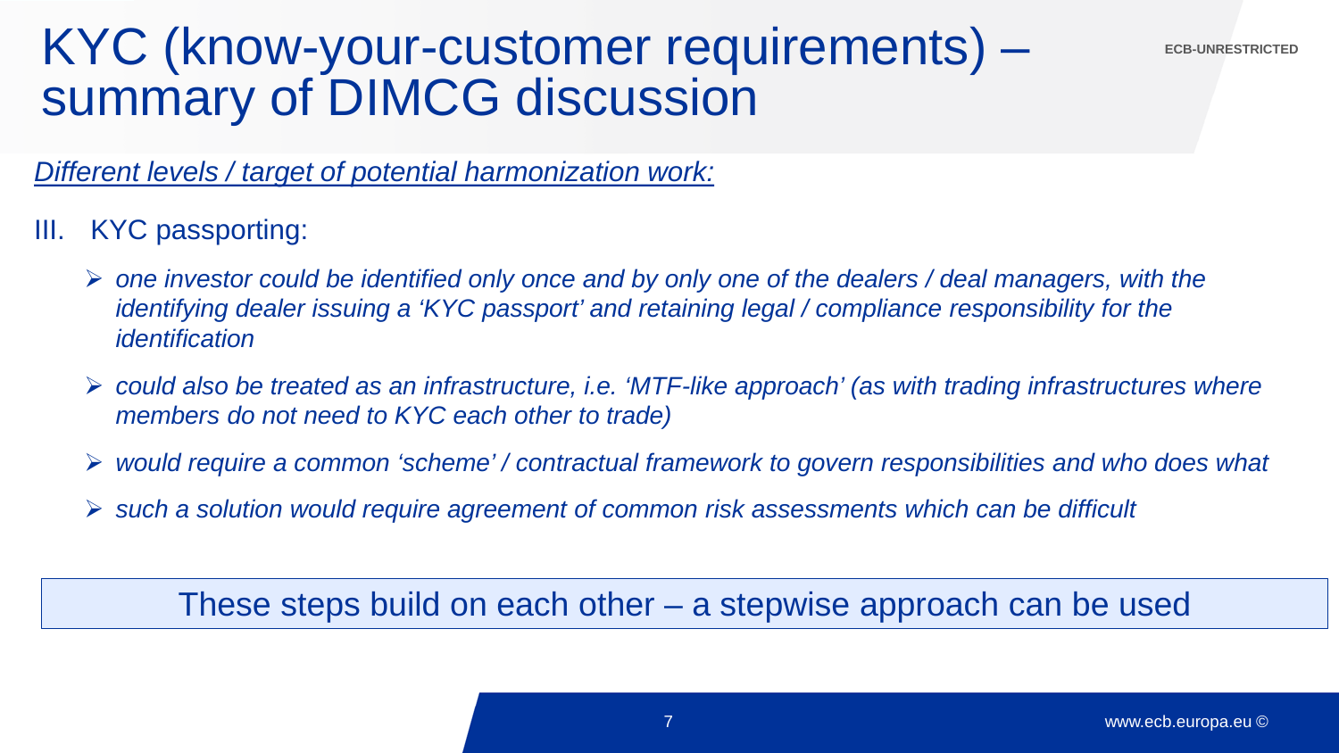# KYC (know-your-customer requirements) – summary of DIMCG discussion

*Different levels / target of potential harmonization work:*

III. KYC passporting:

- *one investor could be identified only once and by only one of the dealers / deal managers, with the identifying dealer issuing a 'KYC passport' and retaining legal / compliance responsibility for the identification*
- *could also be treated as an infrastructure, i.e. 'MTF-like approach' (as with trading infrastructures where members do not need to KYC each other to trade)*
- *would require a common 'scheme' / contractual framework to govern responsibilities and who does what*
- *such a solution would require agreement of common risk assessments which can be difficult*

These steps build on each other – a stepwise approach can be used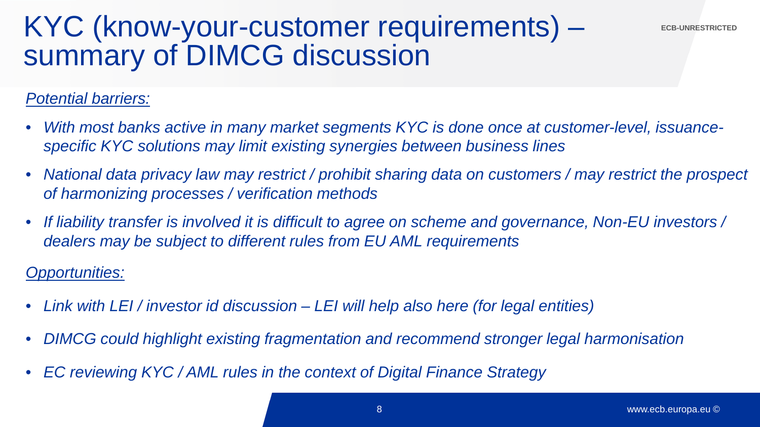# KYC (know-your-customer requirements) – summary of DIMCG discussion

*Potential barriers:*

- *With most banks active in many market segments KYC is done once at customer-level, issuance-specific KYC solutions may limit existing synergies between business lines*
- *National data privacy law may restrict / prohibit sharing data on customers / may restrict the prospect of harmonizing processes / verification methods*
- *If liability transfer is involved it is difficult to agree on scheme and governance, Non-EU investors / dealers may be subject to different rules from EU AML requirements*

*Opportunities:*

- *Link with LEI / investor id discussion – LEI will help also here (for legal entities)*
- *DIMCG could highlight existing fragmentation and recommend stronger legal harmonisation*
- *EC reviewing KYC / AML rules in the context of Digital Finance Strategy*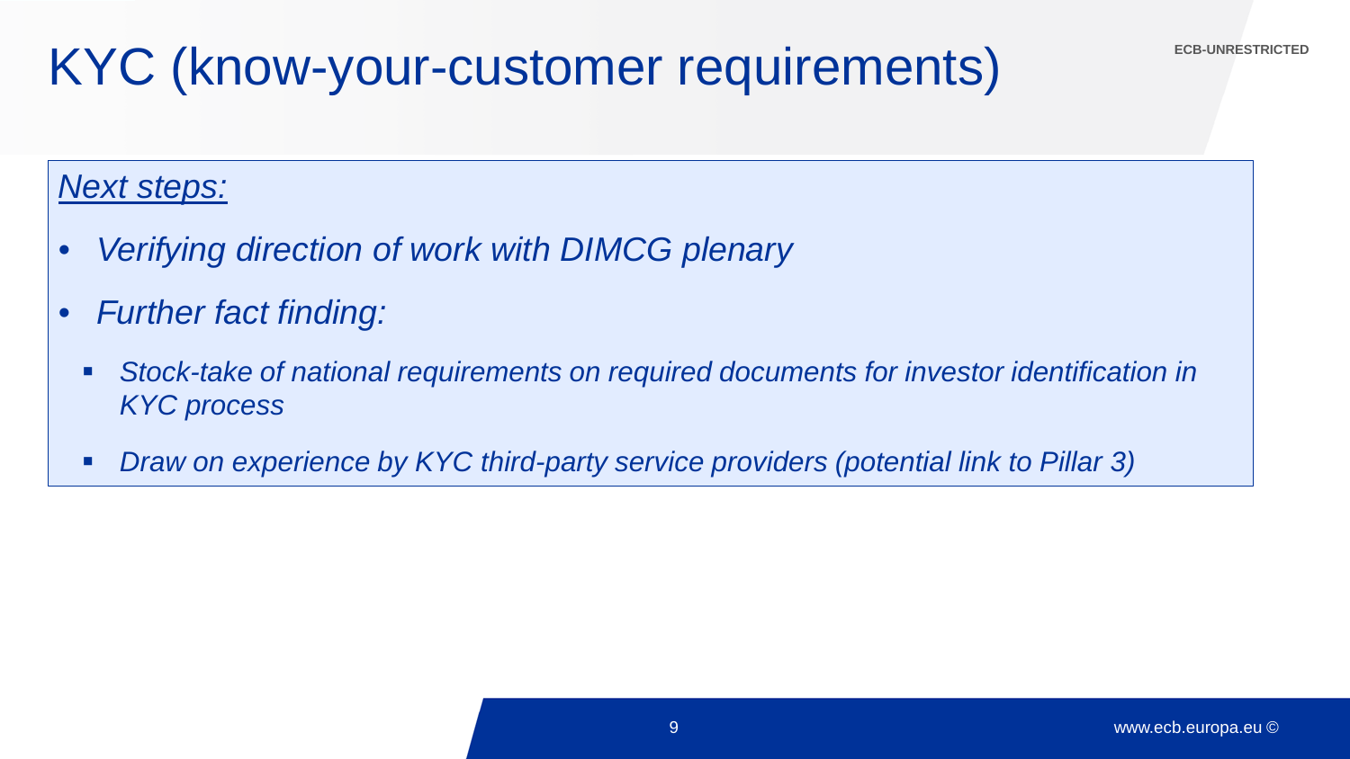# KYC (know-your-customer requirements)

*Next steps:*

- *Verifying direction of work with DIMCG plenary*
- *Further fact finding:*
  - *Stock-take of national requirements on required documents for investor identification in KYC process*
  - *Draw on experience by KYC third-party service providers (potential link to Pillar 3)*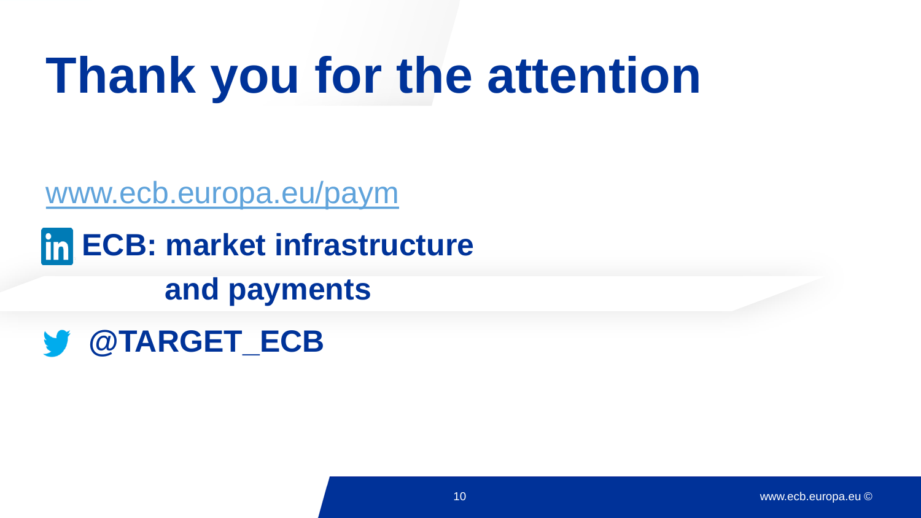# Thank you for the attention

www.ecb.europa.eu/paym

**ECB: market infrastructure and payments**

**@TARGET_ECB**